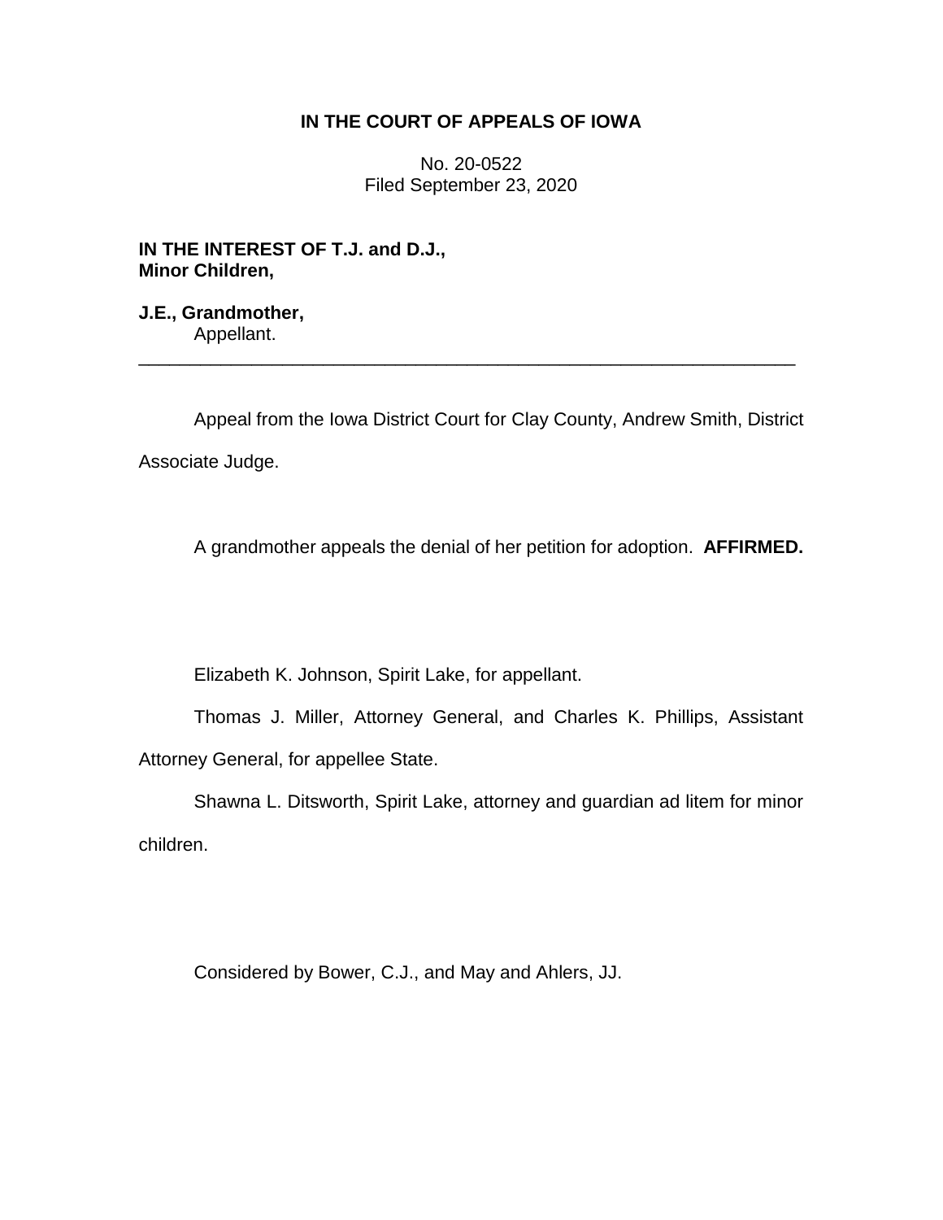**IN THE COURT OF APPEALS OF IOWA**

No. 20-0522
Filed September 23, 2020

**IN THE INTEREST OF T.J. and D.J.,
Minor Children,**

**J.E., Grandmother,**
Appellant.

________________________________________________________________

Appeal from the Iowa District Court for Clay County, Andrew Smith, District Associate Judge.

A grandmother appeals the denial of her petition for adoption. **AFFIRMED.**

Elizabeth K. Johnson, Spirit Lake, for appellant.

Thomas J. Miller, Attorney General, and Charles K. Phillips, Assistant Attorney General, for appellee State.

Shawna L. Ditsworth, Spirit Lake, attorney and guardian ad litem for minor children.

Considered by Bower, C.J., and May and Ahlers, JJ.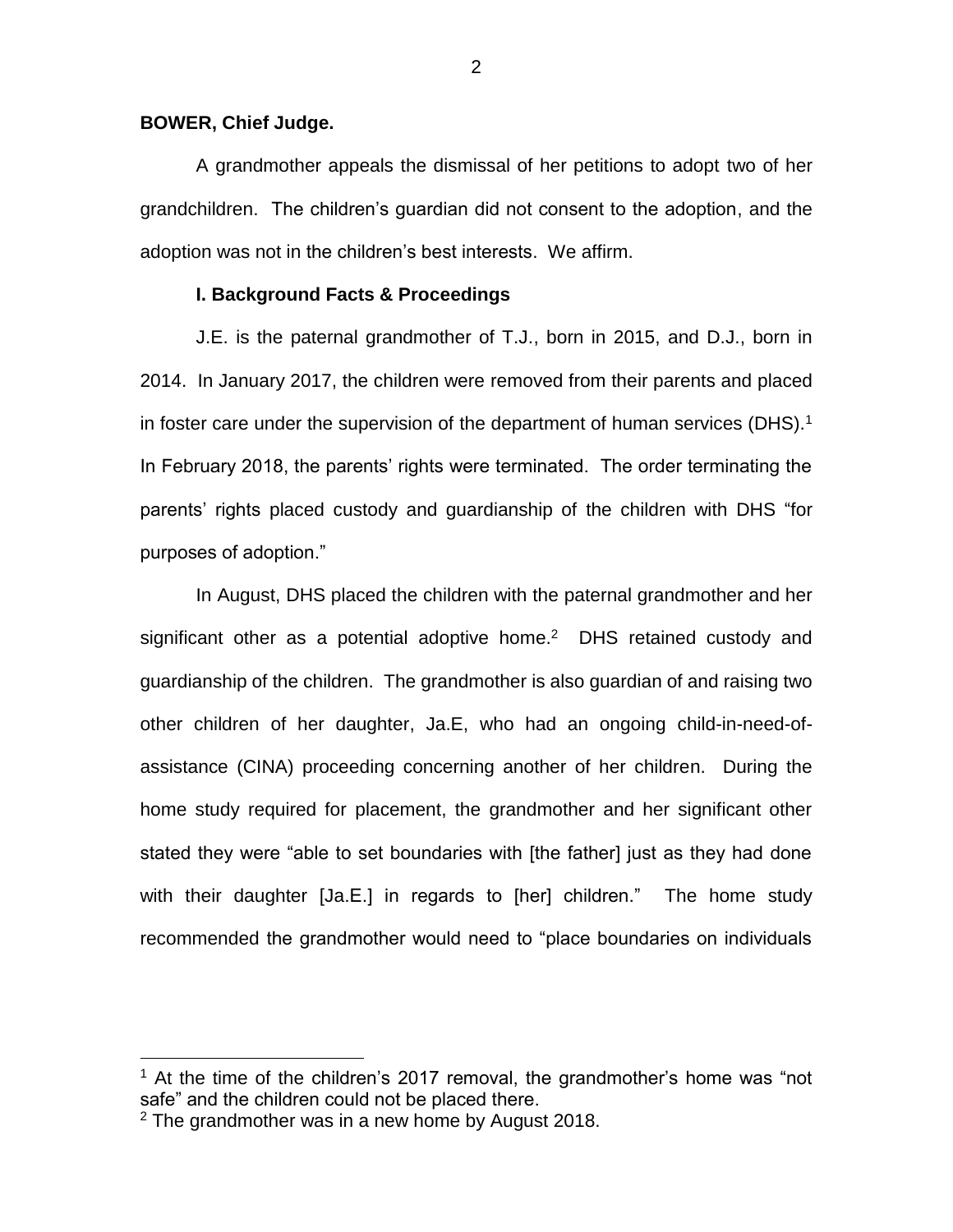**BOWER, Chief Judge.**

A grandmother appeals the dismissal of her petitions to adopt two of her grandchildren. The children's guardian did not consent to the adoption, and the adoption was not in the children's best interests. We affirm.

### I. Background Facts & Proceedings

J.E. is the paternal grandmother of T.J., born in 2015, and D.J., born in 2014. In January 2017, the children were removed from their parents and placed in foster care under the supervision of the department of human services (DHS).[1] In February 2018, the parents' rights were terminated. The order terminating the parents' rights placed custody and guardianship of the children with DHS "for purposes of adoption."

In August, DHS placed the children with the paternal grandmother and her significant other as a potential adoptive home.[2] DHS retained custody and guardianship of the children. The grandmother is also guardian of and raising two other children of her daughter, Ja.E, who had an ongoing child-in-need-of-assistance (CINA) proceeding concerning another of her children. During the home study required for placement, the grandmother and her significant other stated they were "able to set boundaries with [the father] just as they had done with their daughter [Ja.E.] in regards to [her] children." The home study recommended the grandmother would need to "place boundaries on individuals

[1] At the time of the children's 2017 removal, the grandmother's home was "not safe" and the children could not be placed there.

[2] The grandmother was in a new home by August 2018.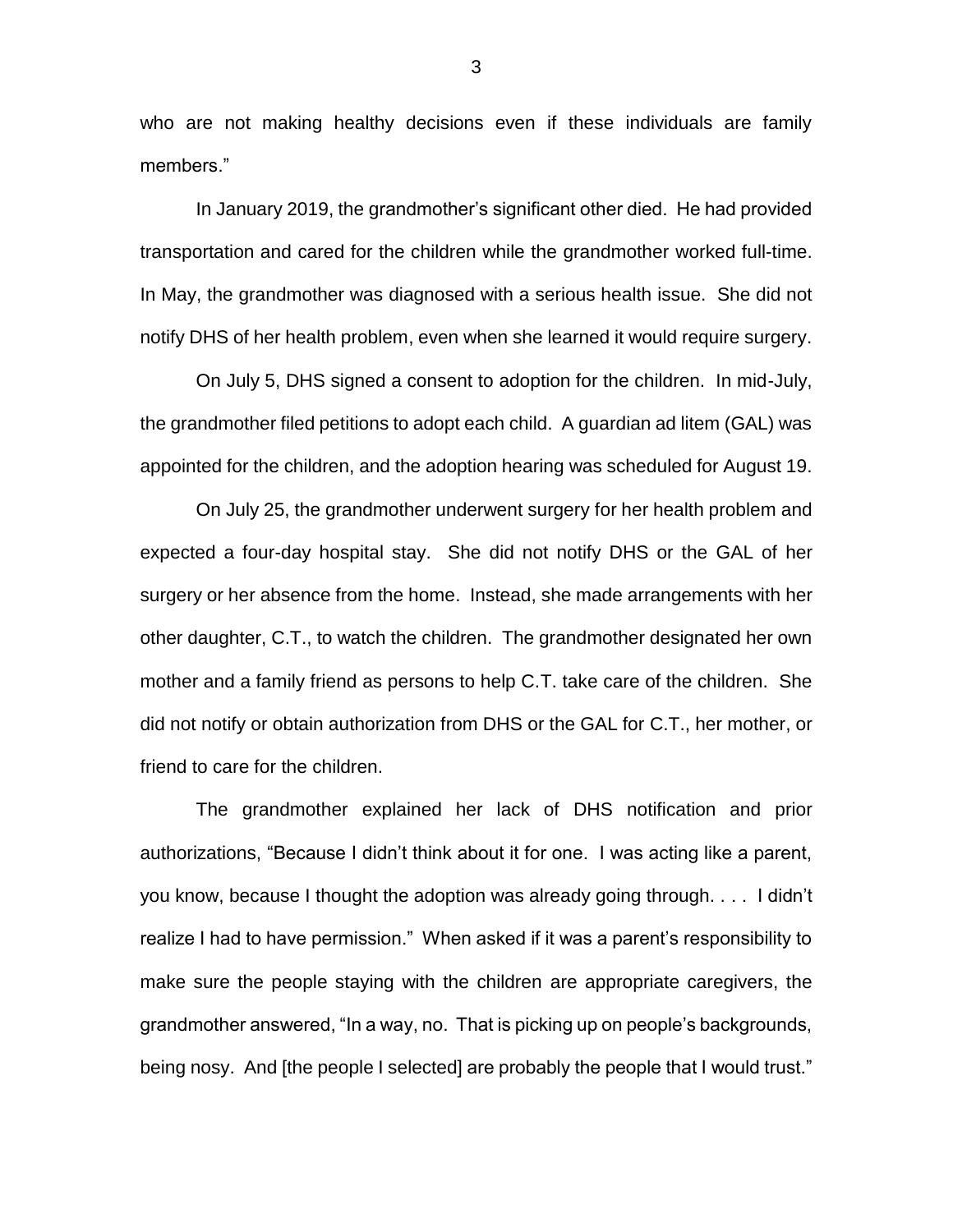who are not making healthy decisions even if these individuals are family members."

In January 2019, the grandmother's significant other died. He had provided transportation and cared for the children while the grandmother worked full-time. In May, the grandmother was diagnosed with a serious health issue. She did not notify DHS of her health problem, even when she learned it would require surgery.

On July 5, DHS signed a consent to adoption for the children. In mid-July, the grandmother filed petitions to adopt each child. A guardian ad litem (GAL) was appointed for the children, and the adoption hearing was scheduled for August 19.

On July 25, the grandmother underwent surgery for her health problem and expected a four-day hospital stay. She did not notify DHS or the GAL of her surgery or her absence from the home. Instead, she made arrangements with her other daughter, C.T., to watch the children. The grandmother designated her own mother and a family friend as persons to help C.T. take care of the children. She did not notify or obtain authorization from DHS or the GAL for C.T., her mother, or friend to care for the children.

The grandmother explained her lack of DHS notification and prior authorizations, "Because I didn't think about it for one. I was acting like a parent, you know, because I thought the adoption was already going through. . . . I didn't realize I had to have permission." When asked if it was a parent's responsibility to make sure the people staying with the children are appropriate caregivers, the grandmother answered, "In a way, no. That is picking up on people's backgrounds, being nosy. And [the people I selected] are probably the people that I would trust."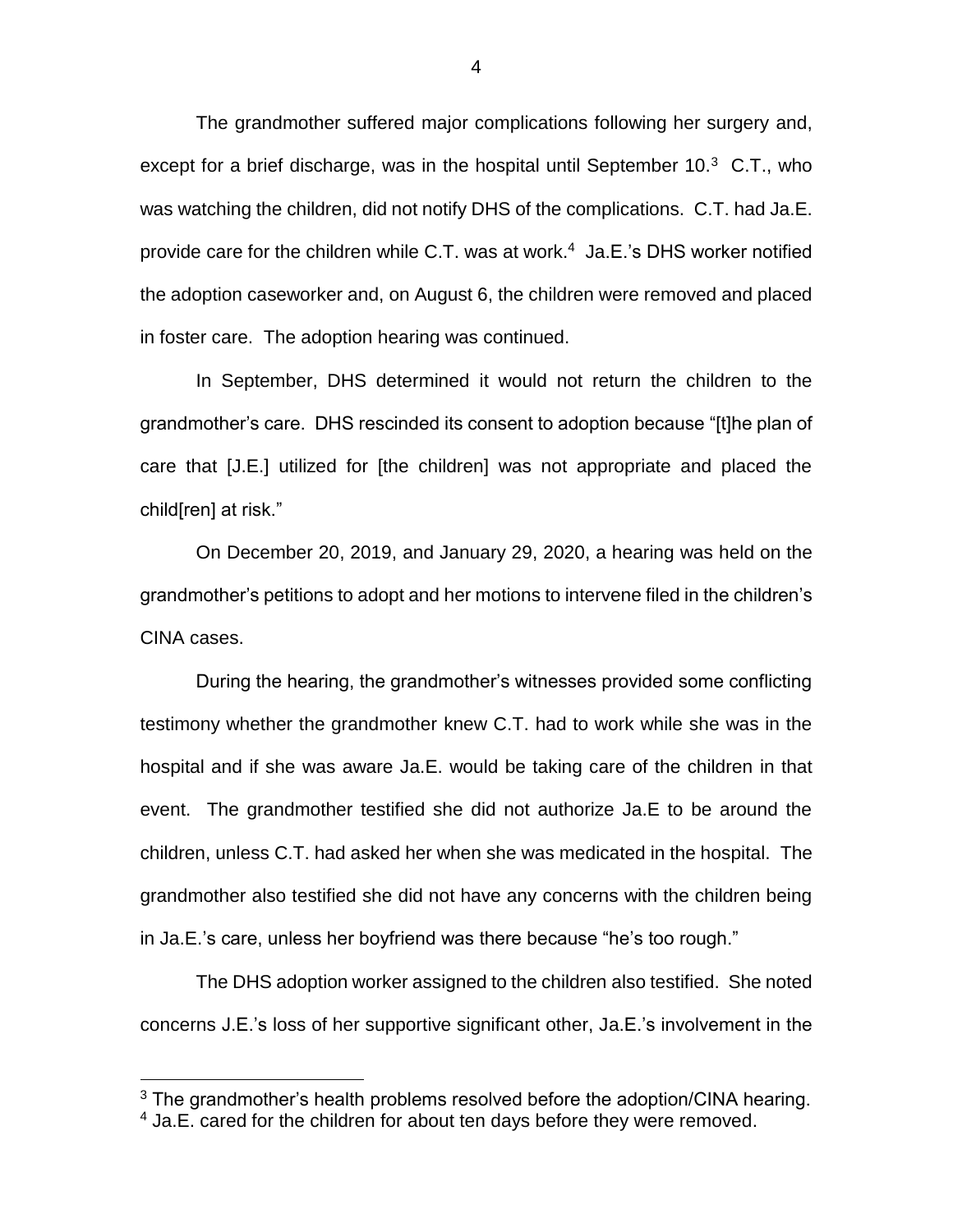The grandmother suffered major complications following her surgery and, except for a brief discharge, was in the hospital until September 10.[3] C.T., who was watching the children, did not notify DHS of the complications. C.T. had Ja.E. provide care for the children while C.T. was at work.[4] Ja.E.'s DHS worker notified the adoption caseworker and, on August 6, the children were removed and placed in foster care. The adoption hearing was continued.

In September, DHS determined it would not return the children to the grandmother's care. DHS rescinded its consent to adoption because "[t]he plan of care that [J.E.] utilized for [the children] was not appropriate and placed the child[ren] at risk."

On December 20, 2019, and January 29, 2020, a hearing was held on the grandmother's petitions to adopt and her motions to intervene filed in the children's CINA cases.

During the hearing, the grandmother's witnesses provided some conflicting testimony whether the grandmother knew C.T. had to work while she was in the hospital and if she was aware Ja.E. would be taking care of the children in that event. The grandmother testified she did not authorize Ja.E to be around the children, unless C.T. had asked her when she was medicated in the hospital. The grandmother also testified she did not have any concerns with the children being in Ja.E.'s care, unless her boyfriend was there because "he's too rough."

The DHS adoption worker assigned to the children also testified. She noted concerns J.E.'s loss of her supportive significant other, Ja.E.'s involvement in the

---

[3] The grandmother's health problems resolved before the adoption/CINA hearing.

[4] Ja.E. cared for the children for about ten days before they were removed.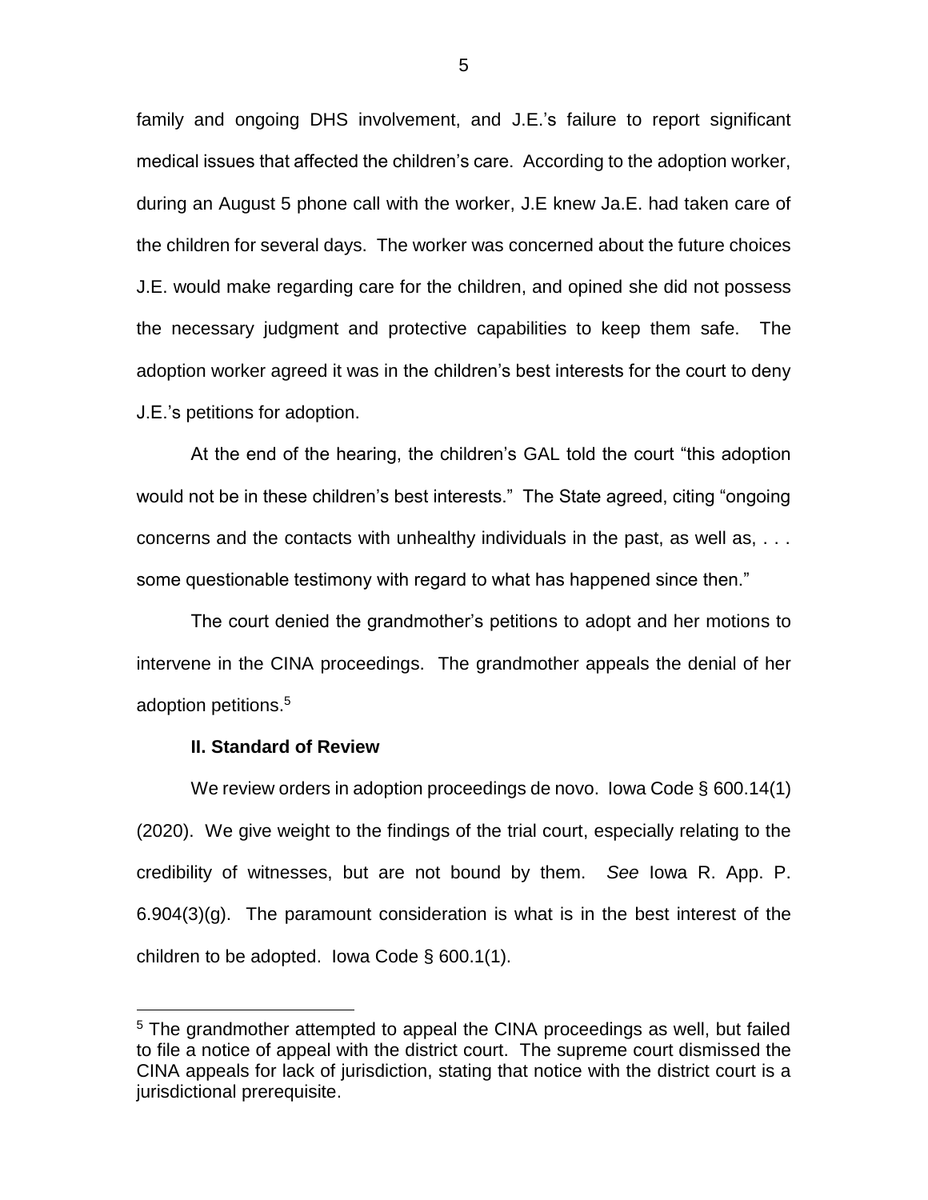family and ongoing DHS involvement, and J.E.'s failure to report significant medical issues that affected the children's care. According to the adoption worker, during an August 5 phone call with the worker, J.E knew Ja.E. had taken care of the children for several days. The worker was concerned about the future choices J.E. would make regarding care for the children, and opined she did not possess the necessary judgment and protective capabilities to keep them safe. The adoption worker agreed it was in the children's best interests for the court to deny J.E.'s petitions for adoption.

At the end of the hearing, the children's GAL told the court "this adoption would not be in these children's best interests." The State agreed, citing "ongoing concerns and the contacts with unhealthy individuals in the past, as well as, . . . some questionable testimony with regard to what has happened since then."

The court denied the grandmother's petitions to adopt and her motions to intervene in the CINA proceedings. The grandmother appeals the denial of her adoption petitions.[5]

**II. Standard of Review**

We review orders in adoption proceedings de novo. Iowa Code § 600.14(1) (2020). We give weight to the findings of the trial court, especially relating to the credibility of witnesses, but are not bound by them. *See* Iowa R. App. P. 6.904(3)(g). The paramount consideration is what is in the best interest of the children to be adopted. Iowa Code § 600.1(1).

[5] The grandmother attempted to appeal the CINA proceedings as well, but failed to file a notice of appeal with the district court. The supreme court dismissed the CINA appeals for lack of jurisdiction, stating that notice with the district court is a jurisdictional prerequisite.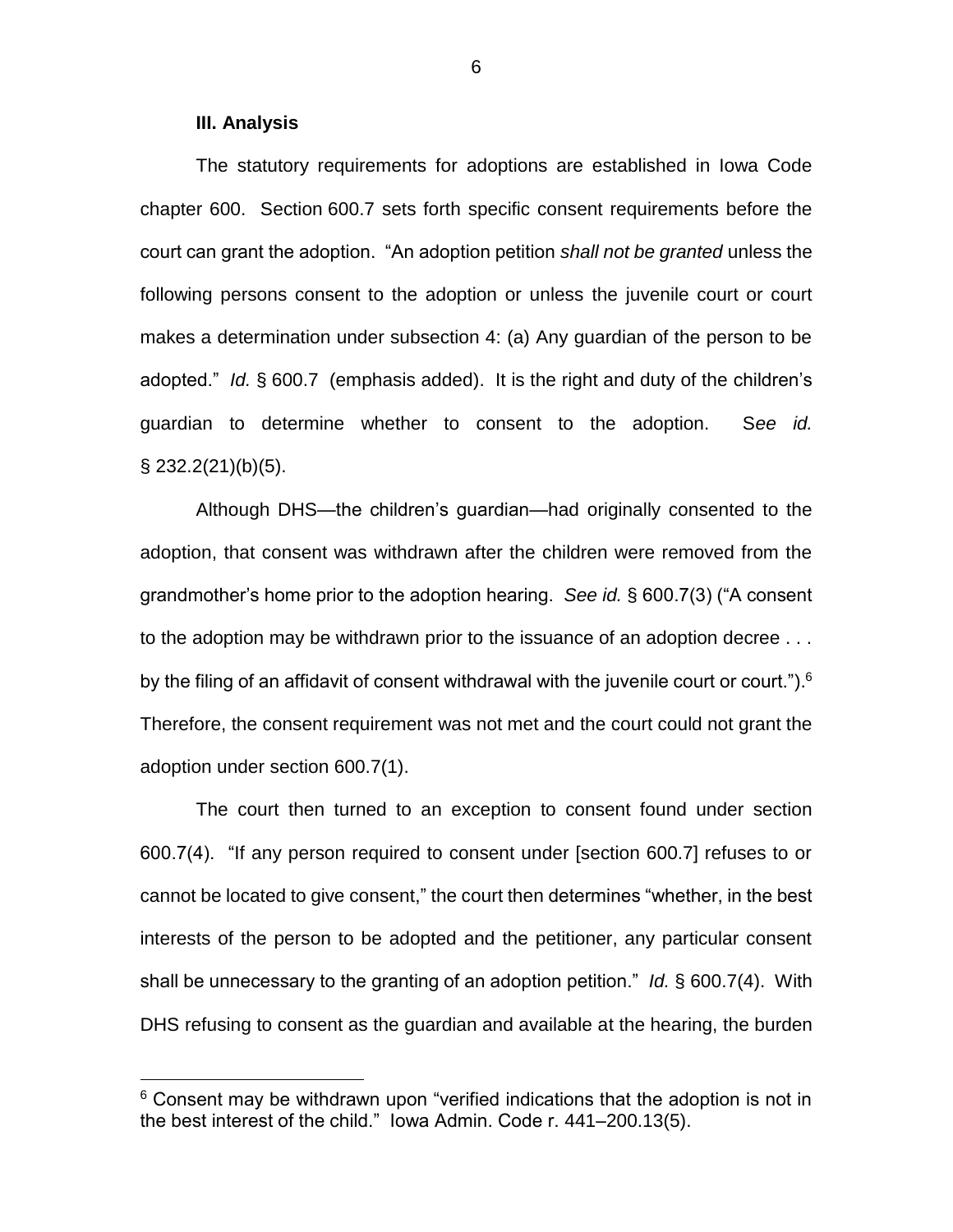### III. Analysis

The statutory requirements for adoptions are established in Iowa Code chapter 600. Section 600.7 sets forth specific consent requirements before the court can grant the adoption. "An adoption petition *shall not be granted* unless the following persons consent to the adoption or unless the juvenile court or court makes a determination under subsection 4: (a) Any guardian of the person to be adopted." *Id.* § 600.7 (emphasis added). It is the right and duty of the children's guardian to determine whether to consent to the adoption. S*ee id.* § 232.2(21)(b)(5).

Although DHS—the children's guardian—had originally consented to the adoption, that consent was withdrawn after the children were removed from the grandmother's home prior to the adoption hearing. *See id.* § 600.7(3) ("A consent to the adoption may be withdrawn prior to the issuance of an adoption decree . . . by the filing of an affidavit of consent withdrawal with the juvenile court or court.").[6] Therefore, the consent requirement was not met and the court could not grant the adoption under section 600.7(1).

The court then turned to an exception to consent found under section 600.7(4). "If any person required to consent under [section 600.7] refuses to or cannot be located to give consent," the court then determines "whether, in the best interests of the person to be adopted and the petitioner, any particular consent shall be unnecessary to the granting of an adoption petition." *Id.* § 600.7(4). With DHS refusing to consent as the guardian and available at the hearing, the burden

---

[6] Consent may be withdrawn upon "verified indications that the adoption is not in the best interest of the child." Iowa Admin. Code r. 441–200.13(5).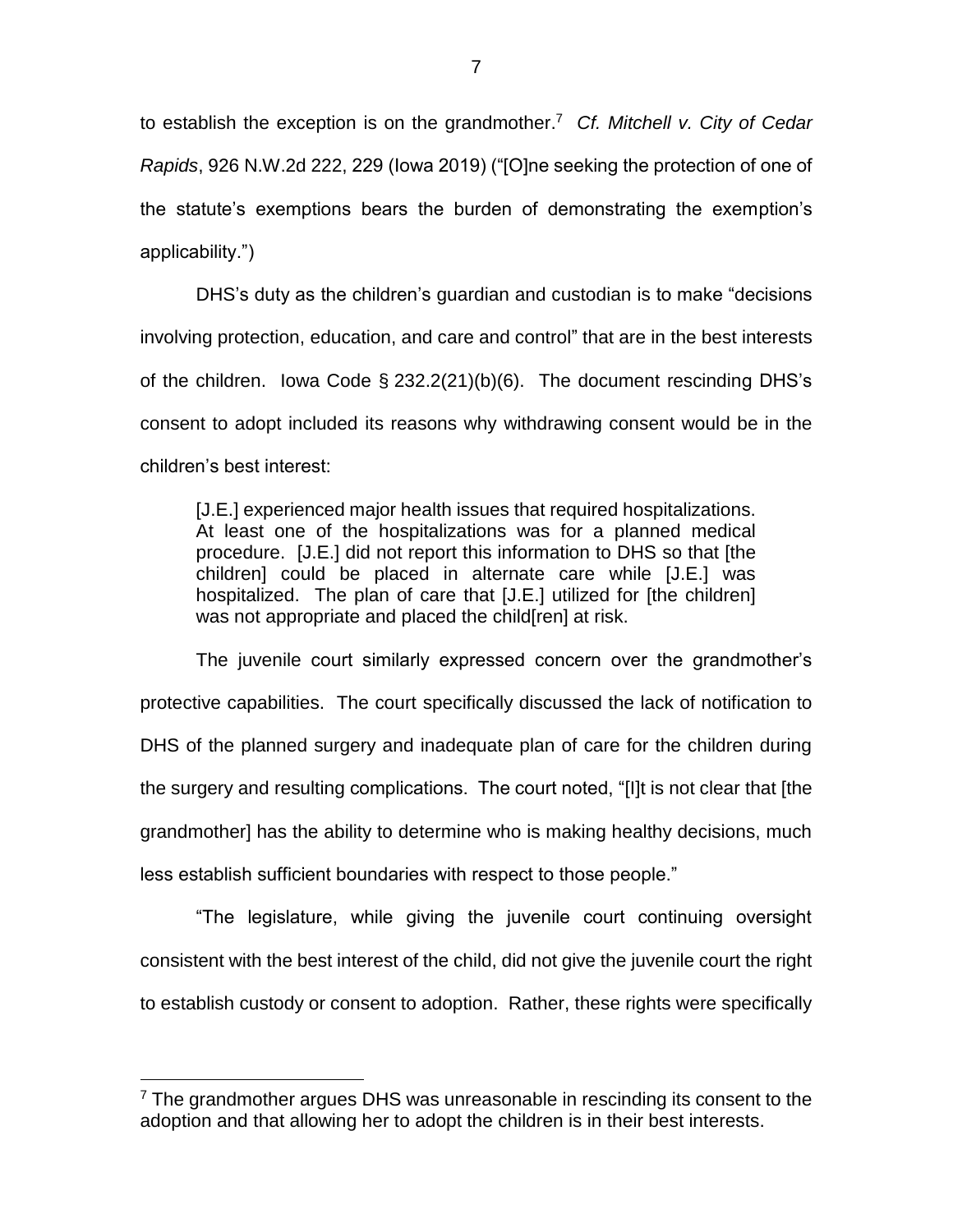to establish the exception is on the grandmother.[7] *Cf. Mitchell v. City of Cedar Rapids*, 926 N.W.2d 222, 229 (Iowa 2019) ("[O]ne seeking the protection of one of the statute's exemptions bears the burden of demonstrating the exemption's applicability.")

DHS's duty as the children's guardian and custodian is to make "decisions involving protection, education, and care and control" that are in the best interests of the children. Iowa Code § 232.2(21)(b)(6). The document rescinding DHS's consent to adopt included its reasons why withdrawing consent would be in the children's best interest:

> [J.E.] experienced major health issues that required hospitalizations. At least one of the hospitalizations was for a planned medical procedure. [J.E.] did not report this information to DHS so that [the children] could be placed in alternate care while [J.E.] was hospitalized. The plan of care that [J.E.] utilized for [the children] was not appropriate and placed the child[ren] at risk.

The juvenile court similarly expressed concern over the grandmother's protective capabilities. The court specifically discussed the lack of notification to DHS of the planned surgery and inadequate plan of care for the children during the surgery and resulting complications. The court noted, "[I]t is not clear that [the grandmother] has the ability to determine who is making healthy decisions, much less establish sufficient boundaries with respect to those people."

"The legislature, while giving the juvenile court continuing oversight consistent with the best interest of the child, did not give the juvenile court the right to establish custody or consent to adoption. Rather, these rights were specifically

[7] The grandmother argues DHS was unreasonable in rescinding its consent to the adoption and that allowing her to adopt the children is in their best interests.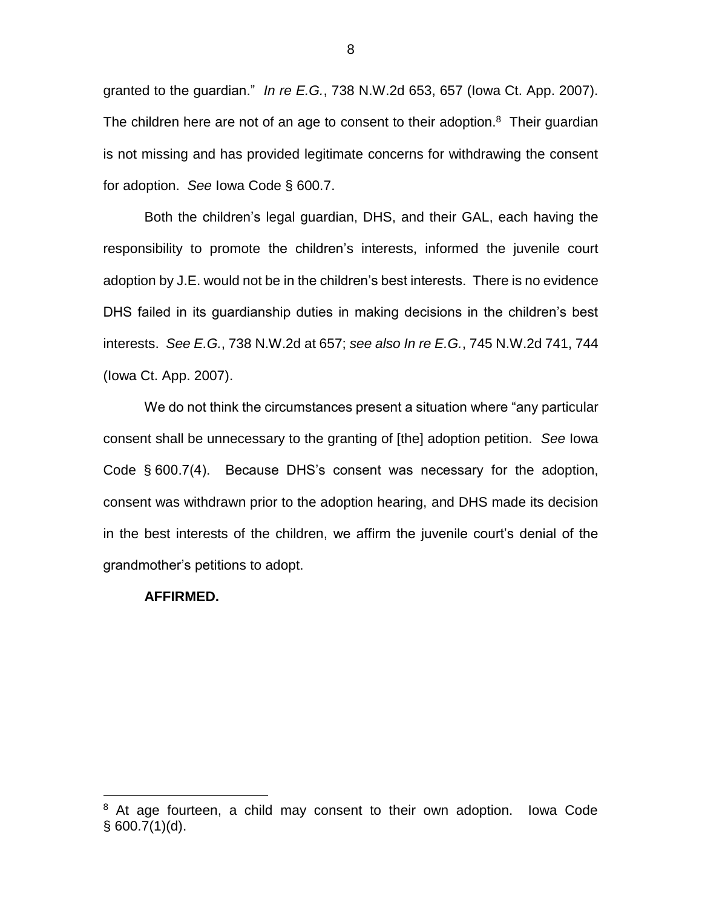granted to the guardian." *In re E.G.*, 738 N.W.2d 653, 657 (Iowa Ct. App. 2007). The children here are not of an age to consent to their adoption.[8] Their guardian is not missing and has provided legitimate concerns for withdrawing the consent for adoption. *See* Iowa Code § 600.7.

Both the children's legal guardian, DHS, and their GAL, each having the responsibility to promote the children's interests, informed the juvenile court adoption by J.E. would not be in the children's best interests. There is no evidence DHS failed in its guardianship duties in making decisions in the children's best interests. *See E.G.*, 738 N.W.2d at 657; *see also In re E.G.*, 745 N.W.2d 741, 744 (Iowa Ct. App. 2007).

We do not think the circumstances present a situation where "any particular consent shall be unnecessary to the granting of [the] adoption petition. *See* Iowa Code § 600.7(4). Because DHS's consent was necessary for the adoption, consent was withdrawn prior to the adoption hearing, and DHS made its decision in the best interests of the children, we affirm the juvenile court's denial of the grandmother's petitions to adopt.

**AFFIRMED.**

---

[8] At age fourteen, a child may consent to their own adoption. Iowa Code § 600.7(1)(d).